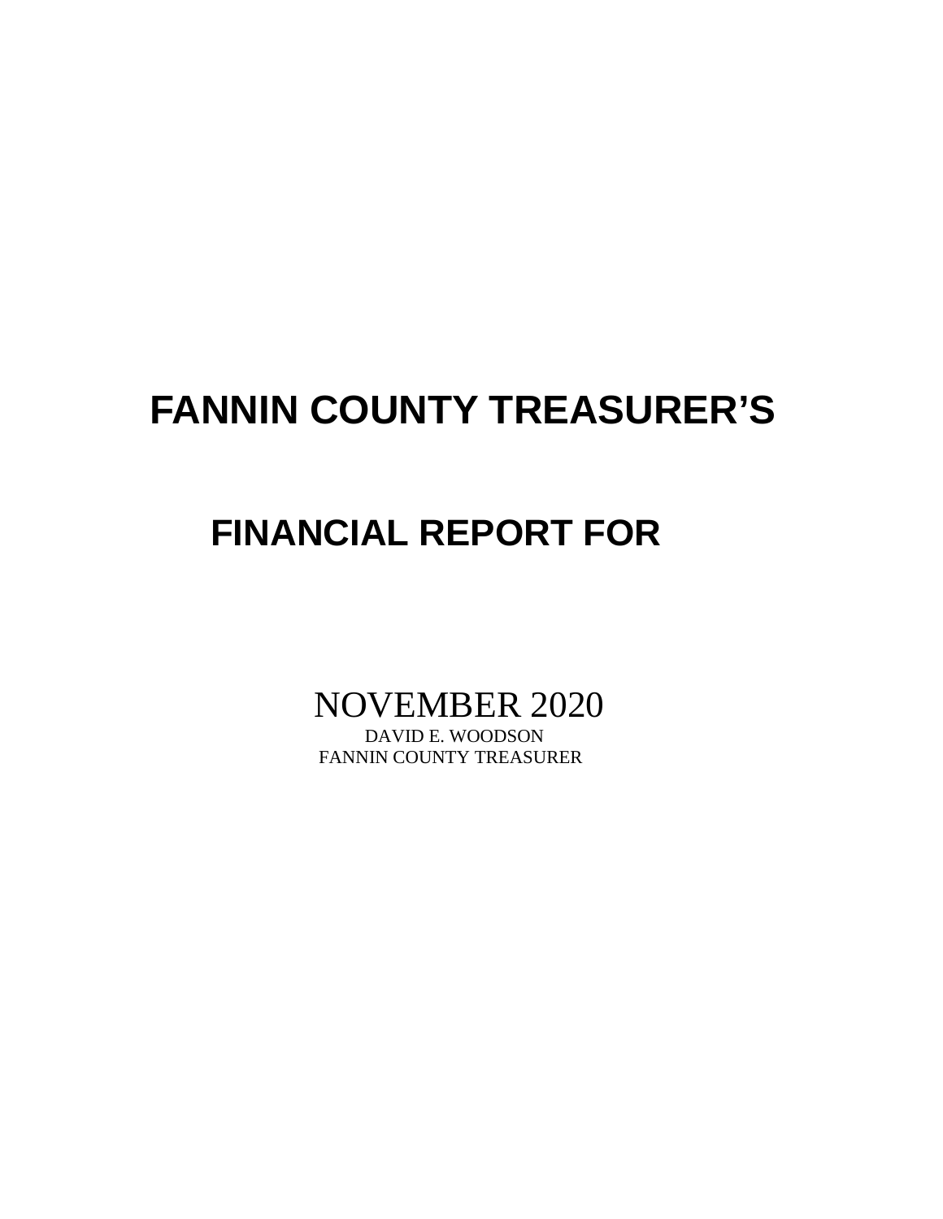# FANNIN COUNTY TREASURER'S

# FINANCIAL REPORT FOR

NOVEMBER 2020

DAVID E. WOODSON

FANNIN COUNTY TREASURER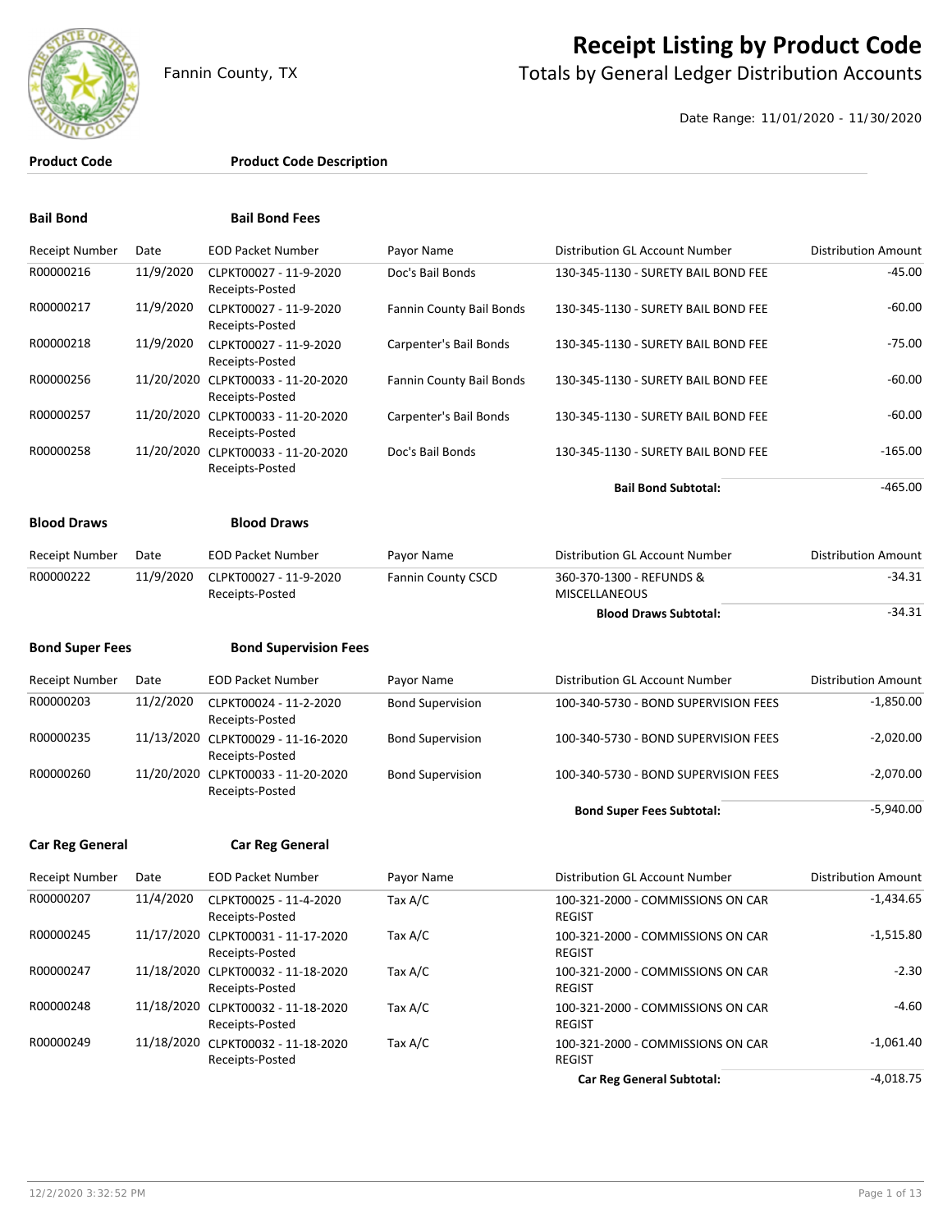Fannin County, TX

# Receipt Listing by Product Code

## Totals by General Ledger Distribution Accounts

Date Range: 11/01/2020 - 11/30/2020

| Product Code | Product Code Description |
|---|---|

### Bail Bond — Bail Bond Fees

| Receipt Number | Date | EOD Packet Number | Payor Name | Distribution GL Account Number | Distribution Amount |
|---|---|---|---|---|---|
| R00000216 | 11/9/2020 | CLPKT00027 - 11-9-2020 Receipts-Posted | Doc's Bail Bonds | 130-345-1130 - SURETY BAIL BOND FEE | -45.00 |
| R00000217 | 11/9/2020 | CLPKT00027 - 11-9-2020 Receipts-Posted | Fannin County Bail Bonds | 130-345-1130 - SURETY BAIL BOND FEE | -60.00 |
| R00000218 | 11/9/2020 | CLPKT00027 - 11-9-2020 Receipts-Posted | Carpenter's Bail Bonds | 130-345-1130 - SURETY BAIL BOND FEE | -75.00 |
| R00000256 | 11/20/2020 | CLPKT00033 - 11-20-2020 Receipts-Posted | Fannin County Bail Bonds | 130-345-1130 - SURETY BAIL BOND FEE | -60.00 |
| R00000257 | 11/20/2020 | CLPKT00033 - 11-20-2020 Receipts-Posted | Carpenter's Bail Bonds | 130-345-1130 - SURETY BAIL BOND FEE | -60.00 |
| R00000258 | 11/20/2020 | CLPKT00033 - 11-20-2020 Receipts-Posted | Doc's Bail Bonds | 130-345-1130 - SURETY BAIL BOND FEE | -165.00 |
| | | | | **Bail Bond Subtotal:** | -465.00 |

### Blood Draws — Blood Draws

| Receipt Number | Date | EOD Packet Number | Payor Name | Distribution GL Account Number | Distribution Amount |
|---|---|---|---|---|---|
| R00000222 | 11/9/2020 | CLPKT00027 - 11-9-2020 Receipts-Posted | Fannin County CSCD | 360-370-1300 - REFUNDS & MISCELLANEOUS | -34.31 |
| | | | | **Blood Draws Subtotal:** | -34.31 |

### Bond Super Fees — Bond Supervision Fees

| Receipt Number | Date | EOD Packet Number | Payor Name | Distribution GL Account Number | Distribution Amount |
|---|---|---|---|---|---|
| R00000203 | 11/2/2020 | CLPKT00024 - 11-2-2020 Receipts-Posted | Bond Supervision | 100-340-5730 - BOND SUPERVISION FEES | -1,850.00 |
| R00000235 | 11/13/2020 | CLPKT00029 - 11-16-2020 Receipts-Posted | Bond Supervision | 100-340-5730 - BOND SUPERVISION FEES | -2,020.00 |
| R00000260 | 11/20/2020 | CLPKT00033 - 11-20-2020 Receipts-Posted | Bond Supervision | 100-340-5730 - BOND SUPERVISION FEES | -2,070.00 |
| | | | | **Bond Super Fees Subtotal:** | -5,940.00 |

### Car Reg General — Car Reg General

| Receipt Number | Date | EOD Packet Number | Payor Name | Distribution GL Account Number | Distribution Amount |
|---|---|---|---|---|---|
| R00000207 | 11/4/2020 | CLPKT00025 - 11-4-2020 Receipts-Posted | Tax A/C | 100-321-2000 - COMMISSIONS ON CAR REGIST | -1,434.65 |
| R00000245 | 11/17/2020 | CLPKT00031 - 11-17-2020 Receipts-Posted | Tax A/C | 100-321-2000 - COMMISSIONS ON CAR REGIST | -1,515.80 |
| R00000247 | 11/18/2020 | CLPKT00032 - 11-18-2020 Receipts-Posted | Tax A/C | 100-321-2000 - COMMISSIONS ON CAR REGIST | -2.30 |
| R00000248 | 11/18/2020 | CLPKT00032 - 11-18-2020 Receipts-Posted | Tax A/C | 100-321-2000 - COMMISSIONS ON CAR REGIST | -4.60 |
| R00000249 | 11/18/2020 | CLPKT00032 - 11-18-2020 Receipts-Posted | Tax A/C | 100-321-2000 - COMMISSIONS ON CAR REGIST | -1,061.40 |
| | | | | **Car Reg General Subtotal:** | -4,018.75 |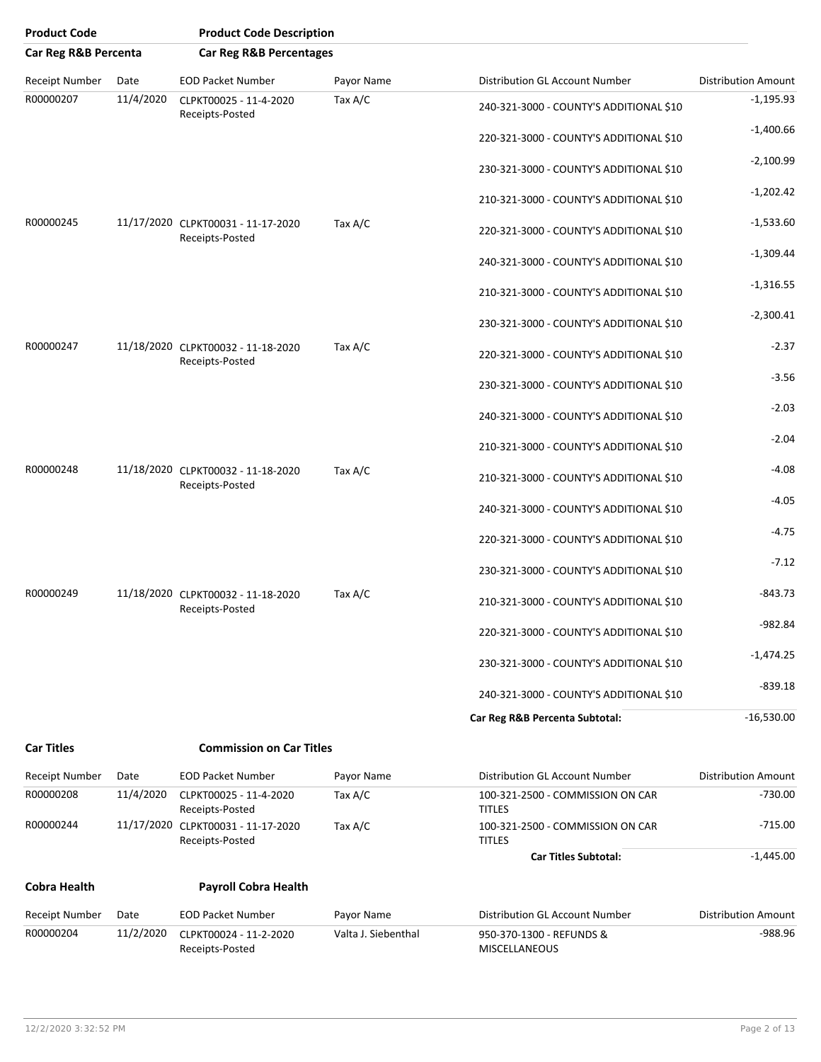| Product Code | Product Code Description |
|---|---|
| **Car Reg R&B Percenta** | **Car Reg R&B Percentages** |

| Receipt Number | Date | EOD Packet Number | Payor Name | Distribution GL Account Number | Distribution Amount |
|---|---|---|---|---|---|
| R00000207 | 11/4/2020 | CLPKT00025 - 11-4-2020 Receipts-Posted | Tax A/C | 240-321-3000 - COUNTY'S ADDITIONAL $10 | -1,195.93 |
| | | | | 220-321-3000 - COUNTY'S ADDITIONAL $10 | -1,400.66 |
| | | | | 230-321-3000 - COUNTY'S ADDITIONAL $10 | -2,100.99 |
| | | | | 210-321-3000 - COUNTY'S ADDITIONAL $10 | -1,202.42 |
| R00000245 | 11/17/2020 | CLPKT00031 - 11-17-2020 Receipts-Posted | Tax A/C | 220-321-3000 - COUNTY'S ADDITIONAL $10 | -1,533.60 |
| | | | | 240-321-3000 - COUNTY'S ADDITIONAL $10 | -1,309.44 |
| | | | | 210-321-3000 - COUNTY'S ADDITIONAL $10 | -1,316.55 |
| | | | | 230-321-3000 - COUNTY'S ADDITIONAL $10 | -2,300.41 |
| R00000247 | 11/18/2020 | CLPKT00032 - 11-18-2020 Receipts-Posted | Tax A/C | 220-321-3000 - COUNTY'S ADDITIONAL $10 | -2.37 |
| | | | | 230-321-3000 - COUNTY'S ADDITIONAL $10 | -3.56 |
| | | | | 240-321-3000 - COUNTY'S ADDITIONAL $10 | -2.03 |
| | | | | 210-321-3000 - COUNTY'S ADDITIONAL $10 | -2.04 |
| R00000248 | 11/18/2020 | CLPKT00032 - 11-18-2020 Receipts-Posted | Tax A/C | 210-321-3000 - COUNTY'S ADDITIONAL $10 | -4.08 |
| | | | | 240-321-3000 - COUNTY'S ADDITIONAL $10 | -4.05 |
| | | | | 220-321-3000 - COUNTY'S ADDITIONAL $10 | -4.75 |
| | | | | 230-321-3000 - COUNTY'S ADDITIONAL $10 | -7.12 |
| R00000249 | 11/18/2020 | CLPKT00032 - 11-18-2020 Receipts-Posted | Tax A/C | 210-321-3000 - COUNTY'S ADDITIONAL $10 | -843.73 |
| | | | | 220-321-3000 - COUNTY'S ADDITIONAL $10 | -982.84 |
| | | | | 230-321-3000 - COUNTY'S ADDITIONAL $10 | -1,474.25 |
| | | | | 240-321-3000 - COUNTY'S ADDITIONAL $10 | -839.18 |
| | | | | **Car Reg R&B Percenta Subtotal:** | -16,530.00 |

| **Car Titles** | **Commission on Car Titles** |
|---|---|

| Receipt Number | Date | EOD Packet Number | Payor Name | Distribution GL Account Number | Distribution Amount |
|---|---|---|---|---|---|
| R00000208 | 11/4/2020 | CLPKT00025 - 11-4-2020 Receipts-Posted | Tax A/C | 100-321-2500 - COMMISSION ON CAR TITLES | -730.00 |
| R00000244 | 11/17/2020 | CLPKT00031 - 11-17-2020 Receipts-Posted | Tax A/C | 100-321-2500 - COMMISSION ON CAR TITLES | -715.00 |
| | | | | **Car Titles Subtotal:** | -1,445.00 |

| **Cobra Health** | **Payroll Cobra Health** |
|---|---|

| Receipt Number | Date | EOD Packet Number | Payor Name | Distribution GL Account Number | Distribution Amount |
|---|---|---|---|---|---|
| R00000204 | 11/2/2020 | CLPKT00024 - 11-2-2020 Receipts-Posted | Valta J. Siebenthal | 950-370-1300 - REFUNDS & MISCELLANEOUS | -988.96 |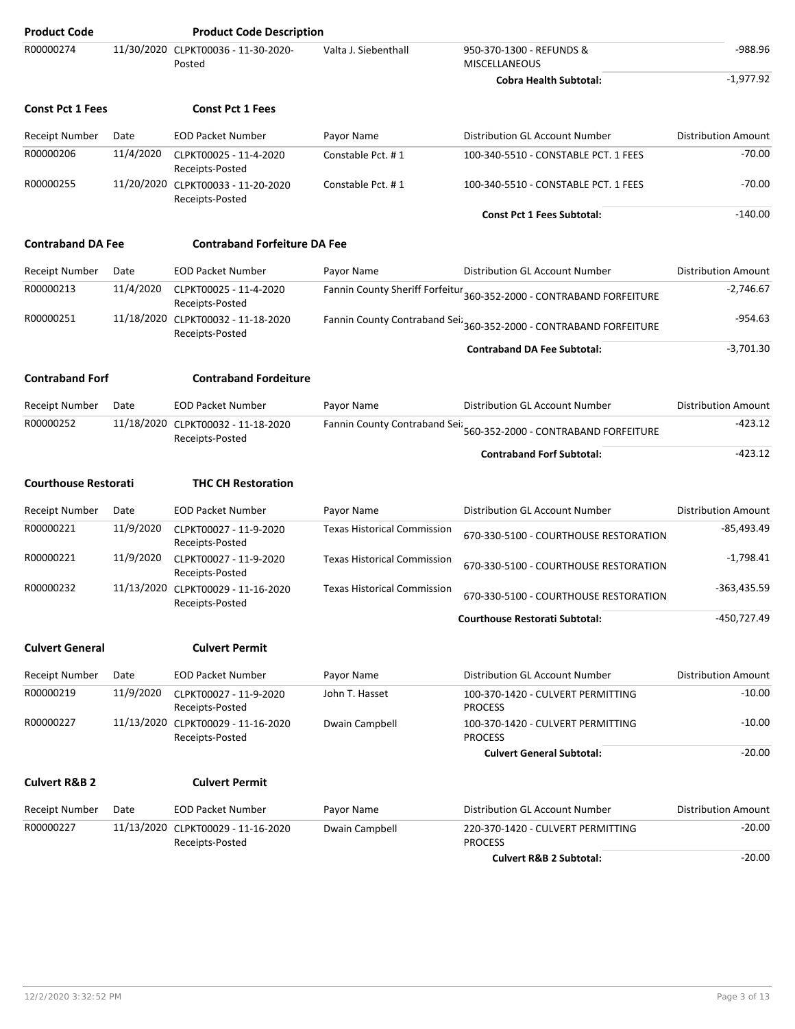| Product Code | | Product Code Description | | | |
|---|---|---|---|---|---|
| R00000274 | 11/30/2020 | CLPKT00036 - 11-30-2020-Posted | Valta J. Siebenthall | 950-370-1300 - REFUNDS & MISCELLANEOUS | -988.96 |
| | | | | **Cobra Health Subtotal:** | -1,977.92 |

**Const Pct 1 Fees** **Const Pct 1 Fees**

| Receipt Number | Date | EOD Packet Number | Payor Name | Distribution GL Account Number | Distribution Amount |
|---|---|---|---|---|---|
| R00000206 | 11/4/2020 | CLPKT00025 - 11-4-2020 Receipts-Posted | Constable Pct. # 1 | 100-340-5510 - CONSTABLE PCT. 1 FEES | -70.00 |
| R00000255 | 11/20/2020 | CLPKT00033 - 11-20-2020 Receipts-Posted | Constable Pct. # 1 | 100-340-5510 - CONSTABLE PCT. 1 FEES | -70.00 |
| | | | | **Const Pct 1 Fees Subtotal:** | -140.00 |

**Contraband DA Fee** **Contraband Forfeiture DA Fee**

| Receipt Number | Date | EOD Packet Number | Payor Name | Distribution GL Account Number | Distribution Amount |
|---|---|---|---|---|---|
| R00000213 | 11/4/2020 | CLPKT00025 - 11-4-2020 Receipts-Posted | Fannin County Sheriff Forfeitur | 360-352-2000 - CONTRABAND FORFEITURE | -2,746.67 |
| R00000251 | 11/18/2020 | CLPKT00032 - 11-18-2020 Receipts-Posted | Fannin County Contraband Sei: | 360-352-2000 - CONTRABAND FORFEITURE | -954.63 |
| | | | | **Contraband DA Fee Subtotal:** | -3,701.30 |

**Contraband Forf** **Contraband Fordeiture**

| Receipt Number | Date | EOD Packet Number | Payor Name | Distribution GL Account Number | Distribution Amount |
|---|---|---|---|---|---|
| R00000252 | 11/18/2020 | CLPKT00032 - 11-18-2020 Receipts-Posted | Fannin County Contraband Sei: | 560-352-2000 - CONTRABAND FORFEITURE | -423.12 |
| | | | | **Contraband Forf Subtotal:** | -423.12 |

**Courthouse Restorati** **THC CH Restoration**

| Receipt Number | Date | EOD Packet Number | Payor Name | Distribution GL Account Number | Distribution Amount |
|---|---|---|---|---|---|
| R00000221 | 11/9/2020 | CLPKT00027 - 11-9-2020 Receipts-Posted | Texas Historical Commission | 670-330-5100 - COURTHOUSE RESTORATION | -85,493.49 |
| R00000221 | 11/9/2020 | CLPKT00027 - 11-9-2020 Receipts-Posted | Texas Historical Commission | 670-330-5100 - COURTHOUSE RESTORATION | -1,798.41 |
| R00000232 | 11/13/2020 | CLPKT00029 - 11-16-2020 Receipts-Posted | Texas Historical Commission | 670-330-5100 - COURTHOUSE RESTORATION | -363,435.59 |
| | | | | **Courthouse Restorati Subtotal:** | -450,727.49 |

**Culvert General** **Culvert Permit**

| Receipt Number | Date | EOD Packet Number | Payor Name | Distribution GL Account Number | Distribution Amount |
|---|---|---|---|---|---|
| R00000219 | 11/9/2020 | CLPKT00027 - 11-9-2020 Receipts-Posted | John T. Hasset | 100-370-1420 - CULVERT PERMITTING PROCESS | -10.00 |
| R00000227 | 11/13/2020 | CLPKT00029 - 11-16-2020 Receipts-Posted | Dwain Campbell | 100-370-1420 - CULVERT PERMITTING PROCESS | -10.00 |
| | | | | **Culvert General Subtotal:** | -20.00 |

**Culvert R&B 2** **Culvert Permit**

| Receipt Number | Date | EOD Packet Number | Payor Name | Distribution GL Account Number | Distribution Amount |
|---|---|---|---|---|---|
| R00000227 | 11/13/2020 | CLPKT00029 - 11-16-2020 Receipts-Posted | Dwain Campbell | 220-370-1420 - CULVERT PERMITTING PROCESS | -20.00 |
| | | | | **Culvert R&B 2 Subtotal:** | -20.00 |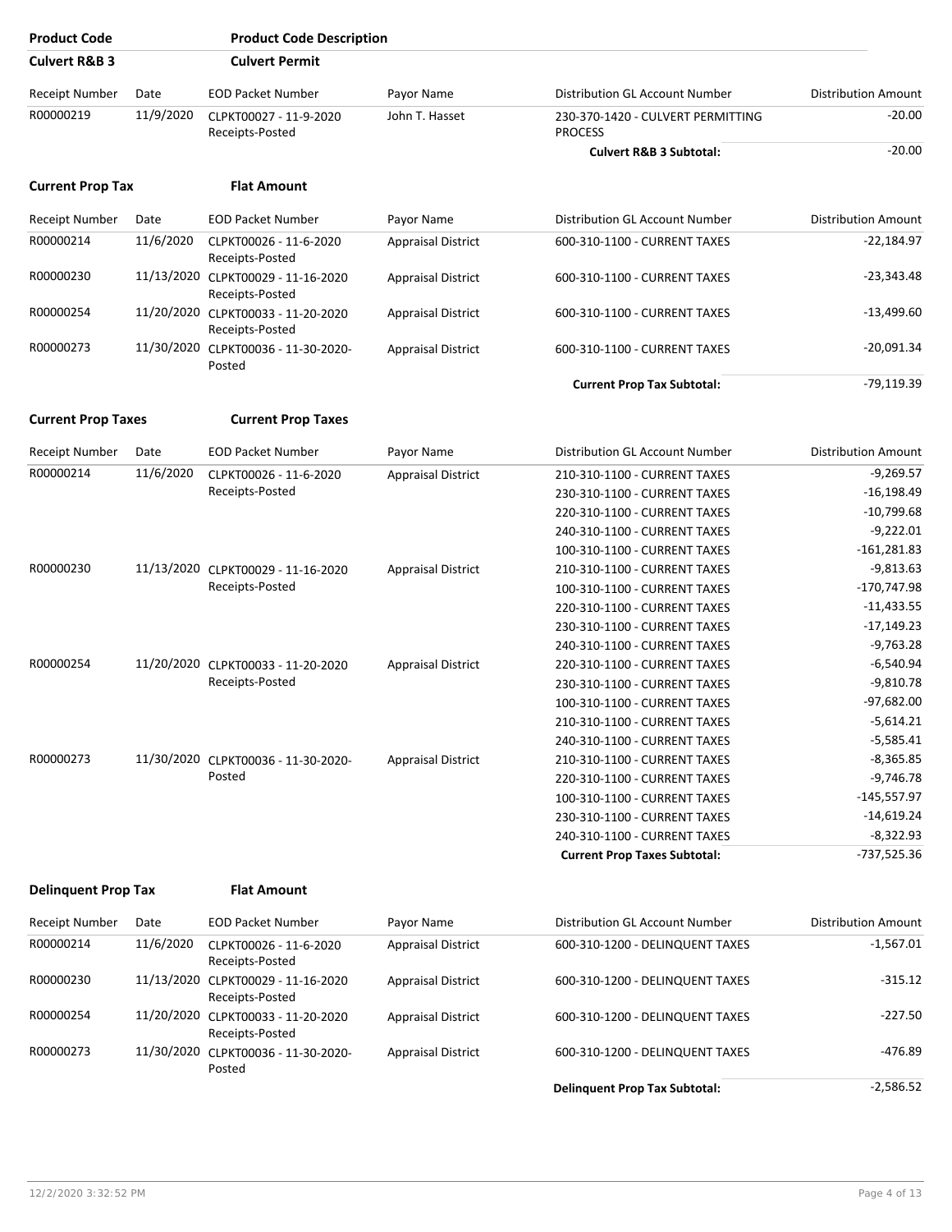| Product Code | Product Code Description | | | | |
|---|---|---|---|---|---|
| **Culvert R&B 3** | **Culvert Permit** | | | | |

| Receipt Number | Date | EOD Packet Number | Payor Name | Distribution GL Account Number | Distribution Amount |
|---|---|---|---|---|---|
| R00000219 | 11/9/2020 | CLPKT00027 - 11-9-2020 Receipts-Posted | John T. Hasset | 230-370-1420 - CULVERT PERMITTING PROCESS | -20.00 |
| | | | | **Culvert R&B 3 Subtotal:** | -20.00 |

**Current Prop Tax** — **Flat Amount**

| Receipt Number | Date | EOD Packet Number | Payor Name | Distribution GL Account Number | Distribution Amount |
|---|---|---|---|---|---|
| R00000214 | 11/6/2020 | CLPKT00026 - 11-6-2020 Receipts-Posted | Appraisal District | 600-310-1100 - CURRENT TAXES | -22,184.97 |
| R00000230 | 11/13/2020 | CLPKT00029 - 11-16-2020 Receipts-Posted | Appraisal District | 600-310-1100 - CURRENT TAXES | -23,343.48 |
| R00000254 | 11/20/2020 | CLPKT00033 - 11-20-2020 Receipts-Posted | Appraisal District | 600-310-1100 - CURRENT TAXES | -13,499.60 |
| R00000273 | 11/30/2020 | CLPKT00036 - 11-30-2020-Posted | Appraisal District | 600-310-1100 - CURRENT TAXES | -20,091.34 |
| | | | | **Current Prop Tax Subtotal:** | -79,119.39 |

**Current Prop Taxes** — **Current Prop Taxes**

| Receipt Number | Date | EOD Packet Number | Payor Name | Distribution GL Account Number | Distribution Amount |
|---|---|---|---|---|---|
| R00000214 | 11/6/2020 | CLPKT00026 - 11-6-2020 Receipts-Posted | Appraisal District | 210-310-1100 - CURRENT TAXES | -9,269.57 |
| | | | | 230-310-1100 - CURRENT TAXES | -16,198.49 |
| | | | | 220-310-1100 - CURRENT TAXES | -10,799.68 |
| | | | | 240-310-1100 - CURRENT TAXES | -9,222.01 |
| | | | | 100-310-1100 - CURRENT TAXES | -161,281.83 |
| R00000230 | 11/13/2020 | CLPKT00029 - 11-16-2020 Receipts-Posted | Appraisal District | 210-310-1100 - CURRENT TAXES | -9,813.63 |
| | | | | 100-310-1100 - CURRENT TAXES | -170,747.98 |
| | | | | 220-310-1100 - CURRENT TAXES | -11,433.55 |
| | | | | 230-310-1100 - CURRENT TAXES | -17,149.23 |
| | | | | 240-310-1100 - CURRENT TAXES | -9,763.28 |
| R00000254 | 11/20/2020 | CLPKT00033 - 11-20-2020 Receipts-Posted | Appraisal District | 220-310-1100 - CURRENT TAXES | -6,540.94 |
| | | | | 230-310-1100 - CURRENT TAXES | -9,810.78 |
| | | | | 100-310-1100 - CURRENT TAXES | -97,682.00 |
| | | | | 210-310-1100 - CURRENT TAXES | -5,614.21 |
| | | | | 240-310-1100 - CURRENT TAXES | -5,585.41 |
| R00000273 | 11/30/2020 | CLPKT00036 - 11-30-2020-Posted | Appraisal District | 210-310-1100 - CURRENT TAXES | -8,365.85 |
| | | | | 220-310-1100 - CURRENT TAXES | -9,746.78 |
| | | | | 100-310-1100 - CURRENT TAXES | -145,557.97 |
| | | | | 230-310-1100 - CURRENT TAXES | -14,619.24 |
| | | | | 240-310-1100 - CURRENT TAXES | -8,322.93 |
| | | | | **Current Prop Taxes Subtotal:** | -737,525.36 |

**Delinquent Prop Tax** — **Flat Amount**

| Receipt Number | Date | EOD Packet Number | Payor Name | Distribution GL Account Number | Distribution Amount |
|---|---|---|---|---|---|
| R00000214 | 11/6/2020 | CLPKT00026 - 11-6-2020 Receipts-Posted | Appraisal District | 600-310-1200 - DELINQUENT TAXES | -1,567.01 |
| R00000230 | 11/13/2020 | CLPKT00029 - 11-16-2020 Receipts-Posted | Appraisal District | 600-310-1200 - DELINQUENT TAXES | -315.12 |
| R00000254 | 11/20/2020 | CLPKT00033 - 11-20-2020 Receipts-Posted | Appraisal District | 600-310-1200 - DELINQUENT TAXES | -227.50 |
| R00000273 | 11/30/2020 | CLPKT00036 - 11-30-2020-Posted | Appraisal District | 600-310-1200 - DELINQUENT TAXES | -476.89 |
| | | | | **Delinquent Prop Tax Subtotal:** | -2,586.52 |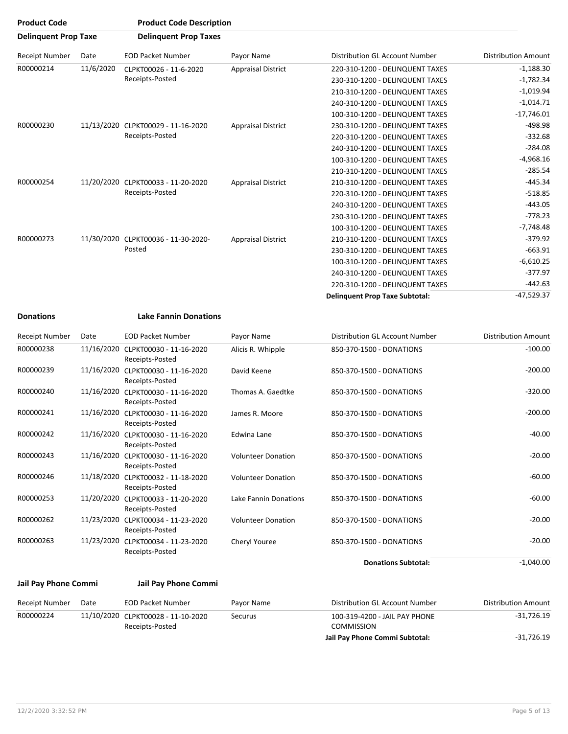| Product Code | Product Code Description | | | | |
|---|---|---|---|---|---|
| **Delinquent Prop Taxe** | **Delinquent Prop Taxes** | | | | |
| Receipt Number | Date | EOD Packet Number | Payor Name | Distribution GL Account Number | Distribution Amount |
| R00000214 | 11/6/2020 | CLPKT00026 - 11-6-2020 Receipts-Posted | Appraisal District | 220-310-1200 - DELINQUENT TAXES | -1,188.30 |
| | | | | 230-310-1200 - DELINQUENT TAXES | -1,782.34 |
| | | | | 210-310-1200 - DELINQUENT TAXES | -1,019.94 |
| | | | | 240-310-1200 - DELINQUENT TAXES | -1,014.71 |
| | | | | 100-310-1200 - DELINQUENT TAXES | -17,746.01 |
| R00000230 | 11/13/2020 | CLPKT00029 - 11-16-2020 Receipts-Posted | Appraisal District | 230-310-1200 - DELINQUENT TAXES | -498.98 |
| | | | | 220-310-1200 - DELINQUENT TAXES | -332.68 |
| | | | | 240-310-1200 - DELINQUENT TAXES | -284.08 |
| | | | | 100-310-1200 - DELINQUENT TAXES | -4,968.16 |
| | | | | 210-310-1200 - DELINQUENT TAXES | -285.54 |
| R00000254 | 11/20/2020 | CLPKT00033 - 11-20-2020 Receipts-Posted | Appraisal District | 210-310-1200 - DELINQUENT TAXES | -445.34 |
| | | | | 220-310-1200 - DELINQUENT TAXES | -518.85 |
| | | | | 240-310-1200 - DELINQUENT TAXES | -443.05 |
| | | | | 230-310-1200 - DELINQUENT TAXES | -778.23 |
| | | | | 100-310-1200 - DELINQUENT TAXES | -7,748.48 |
| R00000273 | 11/30/2020 | CLPKT00036 - 11-30-2020-Posted | Appraisal District | 210-310-1200 - DELINQUENT TAXES | -379.92 |
| | | | | 230-310-1200 - DELINQUENT TAXES | -663.91 |
| | | | | 100-310-1200 - DELINQUENT TAXES | -6,610.25 |
| | | | | 240-310-1200 - DELINQUENT TAXES | -377.97 |
| | | | | 220-310-1200 - DELINQUENT TAXES | -442.63 |
| | | | | **Delinquent Prop Taxe Subtotal:** | -47,529.37 |

| **Donations** | **Lake Fannin Donations** | | | | |
|---|---|---|---|---|---|
| Receipt Number | Date | EOD Packet Number | Payor Name | Distribution GL Account Number | Distribution Amount |
| R00000238 | 11/16/2020 | CLPKT00030 - 11-16-2020 Receipts-Posted | Alicis R. Whipple | 850-370-1500 - DONATIONS | -100.00 |
| R00000239 | 11/16/2020 | CLPKT00030 - 11-16-2020 Receipts-Posted | David Keene | 850-370-1500 - DONATIONS | -200.00 |
| R00000240 | 11/16/2020 | CLPKT00030 - 11-16-2020 Receipts-Posted | Thomas A. Gaedtke | 850-370-1500 - DONATIONS | -320.00 |
| R00000241 | 11/16/2020 | CLPKT00030 - 11-16-2020 Receipts-Posted | James R. Moore | 850-370-1500 - DONATIONS | -200.00 |
| R00000242 | 11/16/2020 | CLPKT00030 - 11-16-2020 Receipts-Posted | Edwina Lane | 850-370-1500 - DONATIONS | -40.00 |
| R00000243 | 11/16/2020 | CLPKT00030 - 11-16-2020 Receipts-Posted | Volunteer Donation | 850-370-1500 - DONATIONS | -20.00 |
| R00000246 | 11/18/2020 | CLPKT00032 - 11-18-2020 Receipts-Posted | Volunteer Donation | 850-370-1500 - DONATIONS | -60.00 |
| R00000253 | 11/20/2020 | CLPKT00033 - 11-20-2020 Receipts-Posted | Lake Fannin Donations | 850-370-1500 - DONATIONS | -60.00 |
| R00000262 | 11/23/2020 | CLPKT00034 - 11-23-2020 Receipts-Posted | Volunteer Donation | 850-370-1500 - DONATIONS | -20.00 |
| R00000263 | 11/23/2020 | CLPKT00034 - 11-23-2020 Receipts-Posted | Cheryl Youree | 850-370-1500 - DONATIONS | -20.00 |
| | | | | **Donations Subtotal:** | -1,040.00 |

| **Jail Pay Phone Commi** | **Jail Pay Phone Commi** | | | | |
|---|---|---|---|---|---|
| Receipt Number | Date | EOD Packet Number | Payor Name | Distribution GL Account Number | Distribution Amount |
| R00000224 | 11/10/2020 | CLPKT00028 - 11-10-2020 Receipts-Posted | Securus | 100-319-4200 - JAIL PAY PHONE COMMISSION | -31,726.19 |
| | | | | **Jail Pay Phone Commi Subtotal:** | -31,726.19 |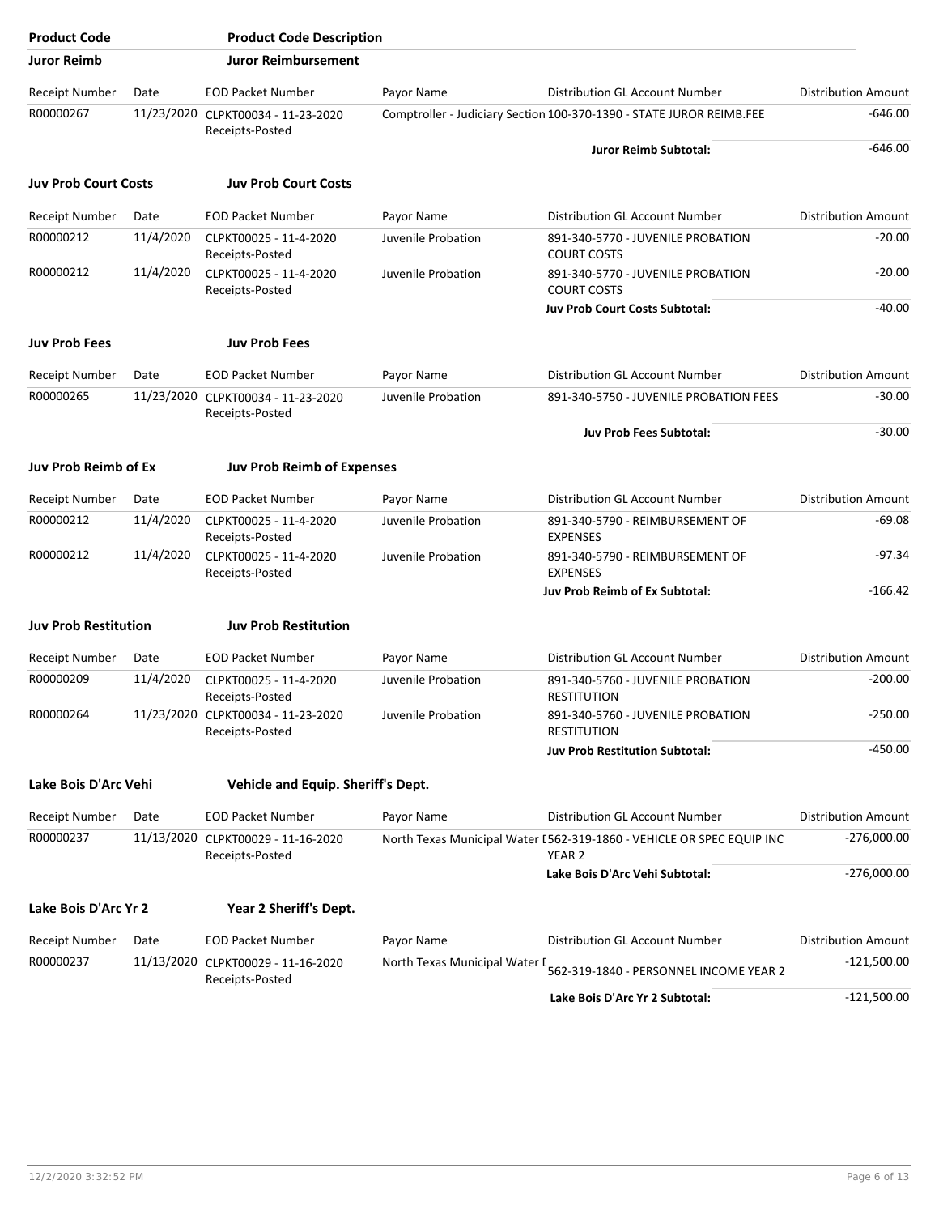| Product Code | Product Code Description | | | | |
|---|---|---|---|---|---|
| **Juror Reimb** | **Juror Reimbursement** | | | | |

| Receipt Number | Date | EOD Packet Number | Payor Name | Distribution GL Account Number | Distribution Amount |
|---|---|---|---|---|---|
| R00000267 | 11/23/2020 | CLPKT00034 - 11-23-2020 Receipts-Posted | Comptroller - Judiciary Section | 100-370-1390 - STATE JUROR REIMB.FEE | -646.00 |
| | | | | **Juror Reimb Subtotal:** | -646.00 |

**Juv Prob Court Costs** — **Juv Prob Court Costs**

| Receipt Number | Date | EOD Packet Number | Payor Name | Distribution GL Account Number | Distribution Amount |
|---|---|---|---|---|---|
| R00000212 | 11/4/2020 | CLPKT00025 - 11-4-2020 Receipts-Posted | Juvenile Probation | 891-340-5770 - JUVENILE PROBATION COURT COSTS | -20.00 |
| R00000212 | 11/4/2020 | CLPKT00025 - 11-4-2020 Receipts-Posted | Juvenile Probation | 891-340-5770 - JUVENILE PROBATION COURT COSTS | -20.00 |
| | | | | **Juv Prob Court Costs Subtotal:** | -40.00 |

**Juv Prob Fees** — **Juv Prob Fees**

| Receipt Number | Date | EOD Packet Number | Payor Name | Distribution GL Account Number | Distribution Amount |
|---|---|---|---|---|---|
| R00000265 | 11/23/2020 | CLPKT00034 - 11-23-2020 Receipts-Posted | Juvenile Probation | 891-340-5750 - JUVENILE PROBATION FEES | -30.00 |
| | | | | **Juv Prob Fees Subtotal:** | -30.00 |

**Juv Prob Reimb of Ex** — **Juv Prob Reimb of Expenses**

| Receipt Number | Date | EOD Packet Number | Payor Name | Distribution GL Account Number | Distribution Amount |
|---|---|---|---|---|---|
| R00000212 | 11/4/2020 | CLPKT00025 - 11-4-2020 Receipts-Posted | Juvenile Probation | 891-340-5790 - REIMBURSEMENT OF EXPENSES | -69.08 |
| R00000212 | 11/4/2020 | CLPKT00025 - 11-4-2020 Receipts-Posted | Juvenile Probation | 891-340-5790 - REIMBURSEMENT OF EXPENSES | -97.34 |
| | | | | **Juv Prob Reimb of Ex Subtotal:** | -166.42 |

**Juv Prob Restitution** — **Juv Prob Restitution**

| Receipt Number | Date | EOD Packet Number | Payor Name | Distribution GL Account Number | Distribution Amount |
|---|---|---|---|---|---|
| R00000209 | 11/4/2020 | CLPKT00025 - 11-4-2020 Receipts-Posted | Juvenile Probation | 891-340-5760 - JUVENILE PROBATION RESTITUTION | -200.00 |
| R00000264 | 11/23/2020 | CLPKT00034 - 11-23-2020 Receipts-Posted | Juvenile Probation | 891-340-5760 - JUVENILE PROBATION RESTITUTION | -250.00 |
| | | | | **Juv Prob Restitution Subtotal:** | -450.00 |

**Lake Bois D'Arc Vehi** — **Vehicle and Equip. Sheriff's Dept.**

| Receipt Number | Date | EOD Packet Number | Payor Name | Distribution GL Account Number | Distribution Amount |
|---|---|---|---|---|---|
| R00000237 | 11/13/2020 | CLPKT00029 - 11-16-2020 Receipts-Posted | North Texas Municipal Water D | 562-319-1860 - VEHICLE OR SPEC EQUIP INC YEAR 2 | -276,000.00 |
| | | | | **Lake Bois D'Arc Vehi Subtotal:** | -276,000.00 |

**Lake Bois D'Arc Yr 2** — **Year 2 Sheriff's Dept.**

| Receipt Number | Date | EOD Packet Number | Payor Name | Distribution GL Account Number | Distribution Amount |
|---|---|---|---|---|---|
| R00000237 | 11/13/2020 | CLPKT00029 - 11-16-2020 Receipts-Posted | North Texas Municipal Water D | 562-319-1840 - PERSONNEL INCOME YEAR 2 | -121,500.00 |
| | | | | **Lake Bois D'Arc Yr 2 Subtotal:** | -121,500.00 |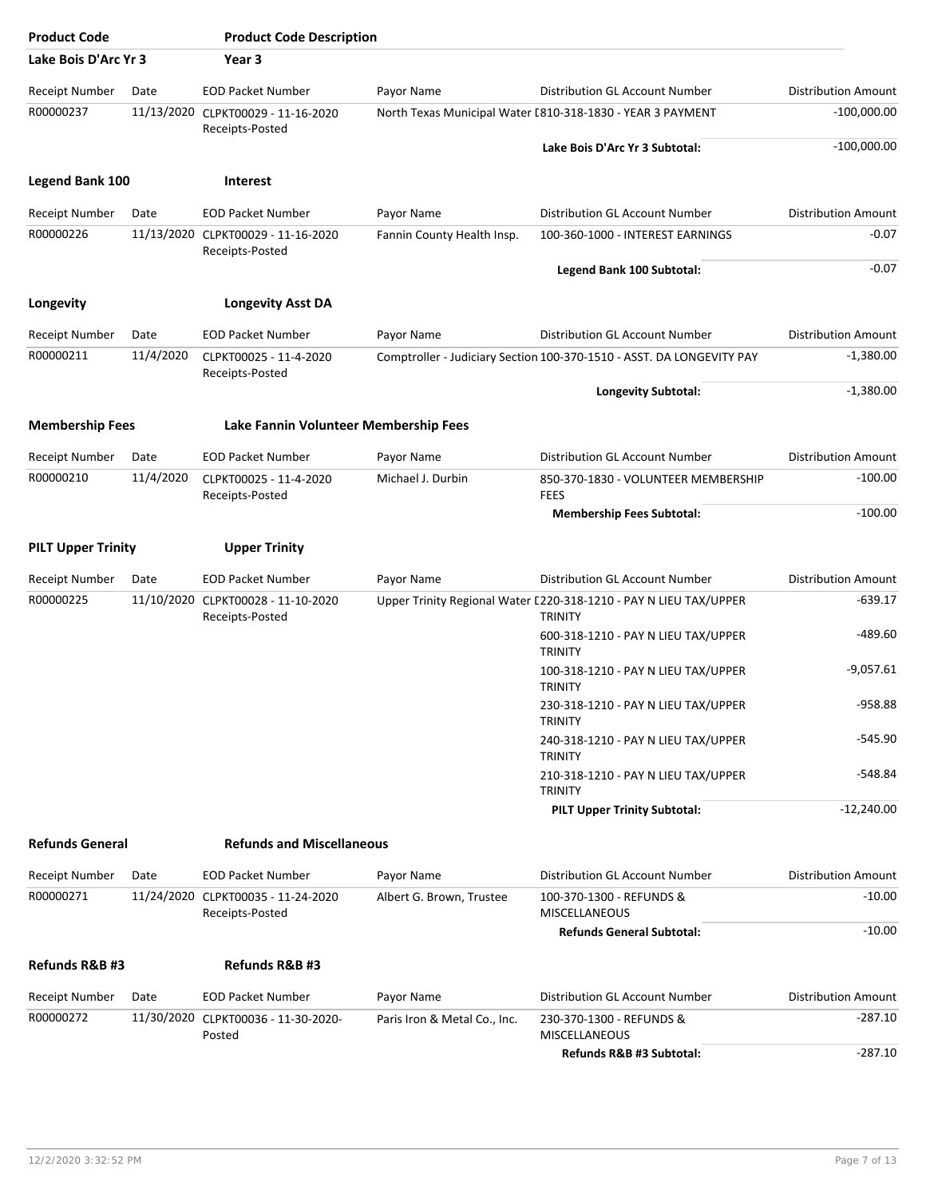| Product Code | Product Code Description | | | | |
|---|---|---|---|---|---|
| **Lake Bois D'Arc Yr 3** | **Year 3** | | | | |

| Receipt Number | Date | EOD Packet Number | Payor Name | Distribution GL Account Number | Distribution Amount |
|---|---|---|---|---|---|
| R00000237 | 11/13/2020 | CLPKT00029 - 11-16-2020 Receipts-Posted | North Texas Municipal Water [ | 810-318-1830 - YEAR 3 PAYMENT | -100,000.00 |
| | | | | **Lake Bois D'Arc Yr 3 Subtotal:** | -100,000.00 |

**Legend Bank 100** — **Interest**

| Receipt Number | Date | EOD Packet Number | Payor Name | Distribution GL Account Number | Distribution Amount |
|---|---|---|---|---|---|
| R00000226 | 11/13/2020 | CLPKT00029 - 11-16-2020 Receipts-Posted | Fannin County Health Insp. | 100-360-1000 - INTEREST EARNINGS | -0.07 |
| | | | | **Legend Bank 100 Subtotal:** | -0.07 |

**Longevity** — **Longevity Asst DA**

| Receipt Number | Date | EOD Packet Number | Payor Name | Distribution GL Account Number | Distribution Amount |
|---|---|---|---|---|---|
| R00000211 | 11/4/2020 | CLPKT00025 - 11-4-2020 Receipts-Posted | Comptroller - Judiciary Section | 100-370-1510 - ASST. DA LONGEVITY PAY | -1,380.00 |
| | | | | **Longevity Subtotal:** | -1,380.00 |

**Membership Fees** — **Lake Fannin Volunteer Membership Fees**

| Receipt Number | Date | EOD Packet Number | Payor Name | Distribution GL Account Number | Distribution Amount |
|---|---|---|---|---|---|
| R00000210 | 11/4/2020 | CLPKT00025 - 11-4-2020 Receipts-Posted | Michael J. Durbin | 850-370-1830 - VOLUNTEER MEMBERSHIP FEES | -100.00 |
| | | | | **Membership Fees Subtotal:** | -100.00 |

**PILT Upper Trinity** — **Upper Trinity**

| Receipt Number | Date | EOD Packet Number | Payor Name | Distribution GL Account Number | Distribution Amount |
|---|---|---|---|---|---|
| R00000225 | 11/10/2020 | CLPKT00028 - 11-10-2020 Receipts-Posted | Upper Trinity Regional Water [ | 220-318-1210 - PAY N LIEU TAX/UPPER TRINITY | -639.17 |
| | | | | 600-318-1210 - PAY N LIEU TAX/UPPER TRINITY | -489.60 |
| | | | | 100-318-1210 - PAY N LIEU TAX/UPPER TRINITY | -9,057.61 |
| | | | | 230-318-1210 - PAY N LIEU TAX/UPPER TRINITY | -958.88 |
| | | | | 240-318-1210 - PAY N LIEU TAX/UPPER TRINITY | -545.90 |
| | | | | 210-318-1210 - PAY N LIEU TAX/UPPER TRINITY | -548.84 |
| | | | | **PILT Upper Trinity Subtotal:** | -12,240.00 |

**Refunds General** — **Refunds and Miscellaneous**

| Receipt Number | Date | EOD Packet Number | Payor Name | Distribution GL Account Number | Distribution Amount |
|---|---|---|---|---|---|
| R00000271 | 11/24/2020 | CLPKT00035 - 11-24-2020 Receipts-Posted | Albert G. Brown, Trustee | 100-370-1300 - REFUNDS & MISCELLANEOUS | -10.00 |
| | | | | **Refunds General Subtotal:** | -10.00 |

**Refunds R&B #3** — **Refunds R&B #3**

| Receipt Number | Date | EOD Packet Number | Payor Name | Distribution GL Account Number | Distribution Amount |
|---|---|---|---|---|---|
| R00000272 | 11/30/2020 | CLPKT00036 - 11-30-2020-Posted | Paris Iron & Metal Co., Inc. | 230-370-1300 - REFUNDS & MISCELLANEOUS | -287.10 |
| | | | | **Refunds R&B #3 Subtotal:** | -287.10 |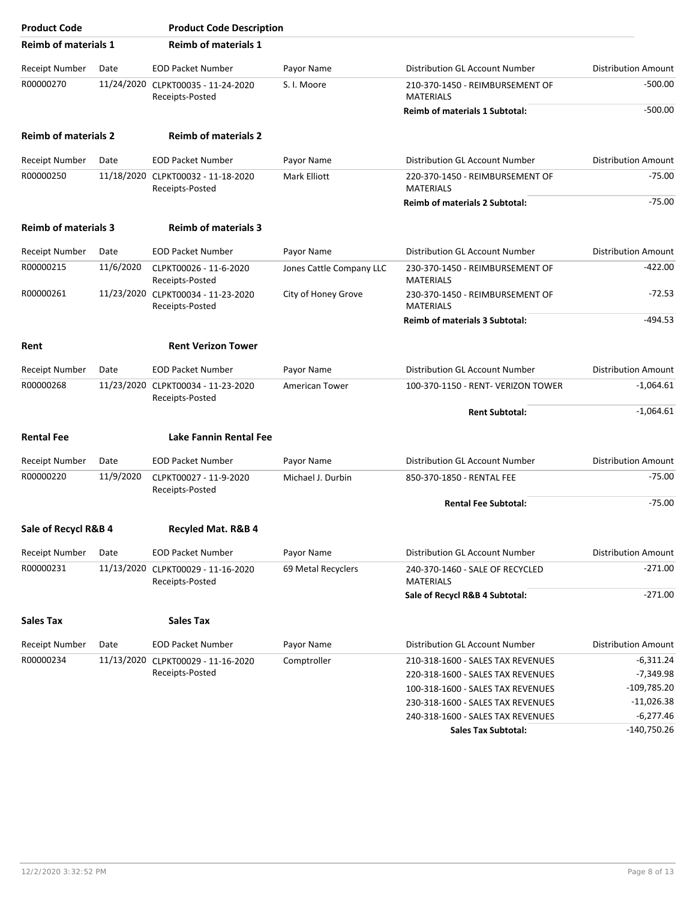| Product Code | Product Code Description | | | | |
|---|---|---|---|---|---|
| **Reimb of materials 1** | **Reimb of materials 1** | | | | |
| Receipt Number | Date | EOD Packet Number | Payor Name | Distribution GL Account Number | Distribution Amount |
| R00000270 | 11/24/2020 | CLPKT00035 - 11-24-2020 Receipts-Posted | S. I. Moore | 210-370-1450 - REIMBURSEMENT OF MATERIALS | -500.00 |
| | | | | **Reimb of materials 1 Subtotal:** | -500.00 |
| **Reimb of materials 2** | **Reimb of materials 2** | | | | |
| Receipt Number | Date | EOD Packet Number | Payor Name | Distribution GL Account Number | Distribution Amount |
| R00000250 | 11/18/2020 | CLPKT00032 - 11-18-2020 Receipts-Posted | Mark Elliott | 220-370-1450 - REIMBURSEMENT OF MATERIALS | -75.00 |
| | | | | **Reimb of materials 2 Subtotal:** | -75.00 |
| **Reimb of materials 3** | **Reimb of materials 3** | | | | |
| Receipt Number | Date | EOD Packet Number | Payor Name | Distribution GL Account Number | Distribution Amount |
| R00000215 | 11/6/2020 | CLPKT00026 - 11-6-2020 Receipts-Posted | Jones Cattle Company LLC | 230-370-1450 - REIMBURSEMENT OF MATERIALS | -422.00 |
| R00000261 | 11/23/2020 | CLPKT00034 - 11-23-2020 Receipts-Posted | City of Honey Grove | 230-370-1450 - REIMBURSEMENT OF MATERIALS | -72.53 |
| | | | | **Reimb of materials 3 Subtotal:** | -494.53 |
| **Rent** | **Rent Verizon Tower** | | | | |
| Receipt Number | Date | EOD Packet Number | Payor Name | Distribution GL Account Number | Distribution Amount |
| R00000268 | 11/23/2020 | CLPKT00034 - 11-23-2020 Receipts-Posted | American Tower | 100-370-1150 - RENT- VERIZON TOWER | -1,064.61 |
| | | | | **Rent Subtotal:** | -1,064.61 |
| **Rental Fee** | **Lake Fannin Rental Fee** | | | | |
| Receipt Number | Date | EOD Packet Number | Payor Name | Distribution GL Account Number | Distribution Amount |
| R00000220 | 11/9/2020 | CLPKT00027 - 11-9-2020 Receipts-Posted | Michael J. Durbin | 850-370-1850 - RENTAL FEE | -75.00 |
| | | | | **Rental Fee Subtotal:** | -75.00 |
| **Sale of Recycl R&B 4** | **Recyled Mat. R&B 4** | | | | |
| Receipt Number | Date | EOD Packet Number | Payor Name | Distribution GL Account Number | Distribution Amount |
| R00000231 | 11/13/2020 | CLPKT00029 - 11-16-2020 Receipts-Posted | 69 Metal Recyclers | 240-370-1460 - SALE OF RECYCLED MATERIALS | -271.00 |
| | | | | **Sale of Recycl R&B 4 Subtotal:** | -271.00 |
| **Sales Tax** | **Sales Tax** | | | | |
| Receipt Number | Date | EOD Packet Number | Payor Name | Distribution GL Account Number | Distribution Amount |
| R00000234 | 11/13/2020 | CLPKT00029 - 11-16-2020 Receipts-Posted | Comptroller | 210-318-1600 - SALES TAX REVENUES | -6,311.24 |
| | | | | 220-318-1600 - SALES TAX REVENUES | -7,349.98 |
| | | | | 100-318-1600 - SALES TAX REVENUES | -109,785.20 |
| | | | | 230-318-1600 - SALES TAX REVENUES | -11,026.38 |
| | | | | 240-318-1600 - SALES TAX REVENUES | -6,277.46 |
| | | | | **Sales Tax Subtotal:** | -140,750.26 |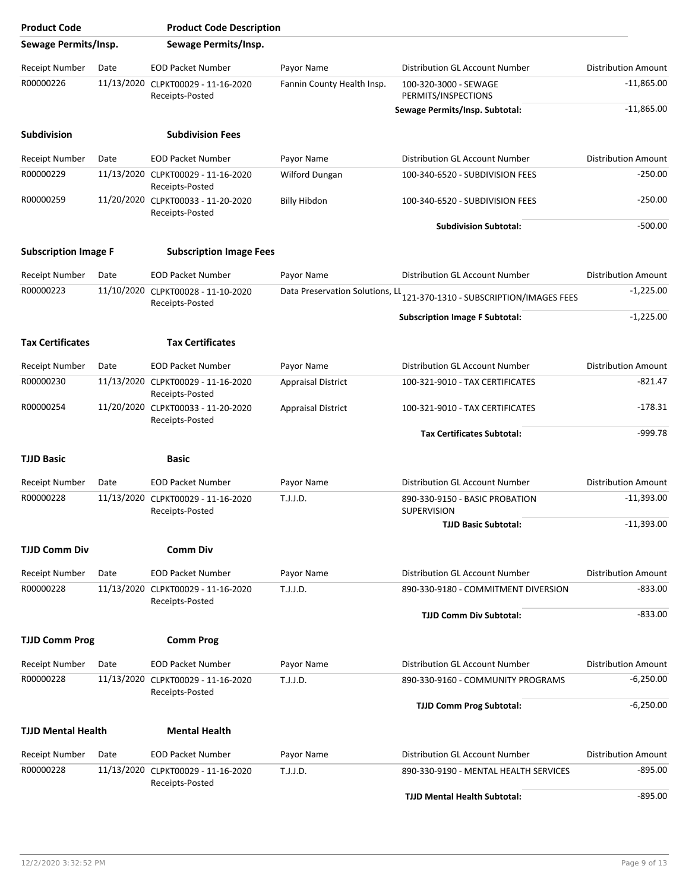| Product Code | Product Code Description | | | | |
|---|---|---|---|---|---|
| **Sewage Permits/Insp.** | **Sewage Permits/Insp.** | | | | |

| Receipt Number | Date | EOD Packet Number | Payor Name | Distribution GL Account Number | Distribution Amount |
|---|---|---|---|---|---|
| R00000226 | 11/13/2020 | CLPKT00029 - 11-16-2020 Receipts-Posted | Fannin County Health Insp. | 100-320-3000 - SEWAGE PERMITS/INSPECTIONS | -11,865.00 |
| | | | | **Sewage Permits/Insp. Subtotal:** | -11,865.00 |

**Subdivision** **Subdivision Fees**

| Receipt Number | Date | EOD Packet Number | Payor Name | Distribution GL Account Number | Distribution Amount |
|---|---|---|---|---|---|
| R00000229 | 11/13/2020 | CLPKT00029 - 11-16-2020 Receipts-Posted | Wilford Dungan | 100-340-6520 - SUBDIVISION FEES | -250.00 |
| R00000259 | 11/20/2020 | CLPKT00033 - 11-20-2020 Receipts-Posted | Billy Hibdon | 100-340-6520 - SUBDIVISION FEES | -250.00 |
| | | | | **Subdivision Subtotal:** | -500.00 |

**Subscription Image F** **Subscription Image Fees**

| Receipt Number | Date | EOD Packet Number | Payor Name | Distribution GL Account Number | Distribution Amount |
|---|---|---|---|---|---|
| R00000223 | 11/10/2020 | CLPKT00028 - 11-10-2020 Receipts-Posted | Data Preservation Solutions, LL | 121-370-1310 - SUBSCRIPTION/IMAGES FEES | -1,225.00 |
| | | | | **Subscription Image F Subtotal:** | -1,225.00 |

**Tax Certificates** **Tax Certificates**

| Receipt Number | Date | EOD Packet Number | Payor Name | Distribution GL Account Number | Distribution Amount |
|---|---|---|---|---|---|
| R00000230 | 11/13/2020 | CLPKT00029 - 11-16-2020 Receipts-Posted | Appraisal District | 100-321-9010 - TAX CERTIFICATES | -821.47 |
| R00000254 | 11/20/2020 | CLPKT00033 - 11-20-2020 Receipts-Posted | Appraisal District | 100-321-9010 - TAX CERTIFICATES | -178.31 |
| | | | | **Tax Certificates Subtotal:** | -999.78 |

**TJJD Basic** **Basic**

| Receipt Number | Date | EOD Packet Number | Payor Name | Distribution GL Account Number | Distribution Amount |
|---|---|---|---|---|---|
| R00000228 | 11/13/2020 | CLPKT00029 - 11-16-2020 Receipts-Posted | T.J.J.D. | 890-330-9150 - BASIC PROBATION SUPERVISION | -11,393.00 |
| | | | | **TJJD Basic Subtotal:** | -11,393.00 |

**TJJD Comm Div** **Comm Div**

| Receipt Number | Date | EOD Packet Number | Payor Name | Distribution GL Account Number | Distribution Amount |
|---|---|---|---|---|---|
| R00000228 | 11/13/2020 | CLPKT00029 - 11-16-2020 Receipts-Posted | T.J.J.D. | 890-330-9180 - COMMITMENT DIVERSION | -833.00 |
| | | | | **TJJD Comm Div Subtotal:** | -833.00 |

**TJJD Comm Prog** **Comm Prog**

| Receipt Number | Date | EOD Packet Number | Payor Name | Distribution GL Account Number | Distribution Amount |
|---|---|---|---|---|---|
| R00000228 | 11/13/2020 | CLPKT00029 - 11-16-2020 Receipts-Posted | T.J.J.D. | 890-330-9160 - COMMUNITY PROGRAMS | -6,250.00 |
| | | | | **TJJD Comm Prog Subtotal:** | -6,250.00 |

**TJJD Mental Health** **Mental Health**

| Receipt Number | Date | EOD Packet Number | Payor Name | Distribution GL Account Number | Distribution Amount |
|---|---|---|---|---|---|
| R00000228 | 11/13/2020 | CLPKT00029 - 11-16-2020 Receipts-Posted | T.J.J.D. | 890-330-9190 - MENTAL HEALTH SERVICES | -895.00 |
| | | | | **TJJD Mental Health Subtotal:** | -895.00 |

12/2/2020 3:32:52 PM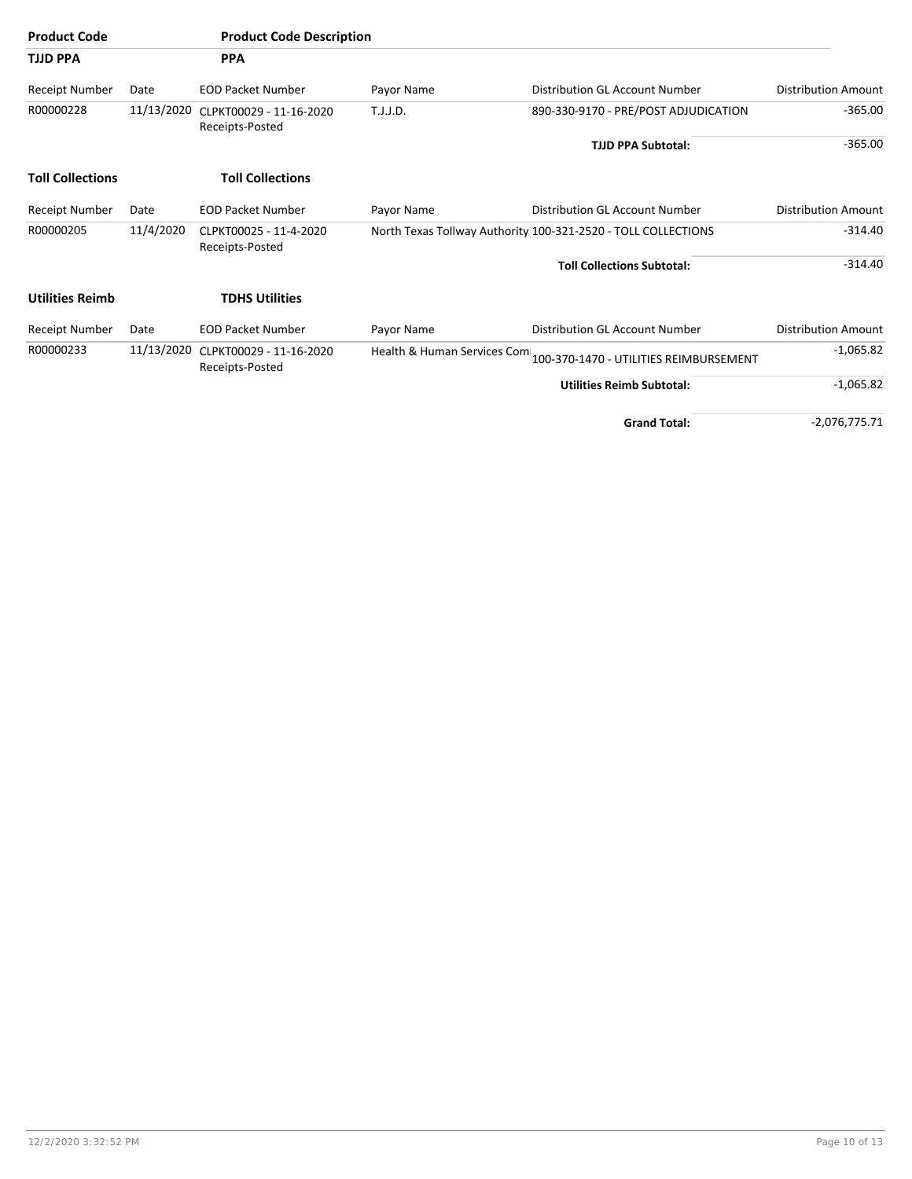| Product Code | | Product Code Description | | | |
|---|---|---|---|---|---|
| **TJJD PPA** | | **PPA** | | | |
| Receipt Number | Date | EOD Packet Number | Payor Name | Distribution GL Account Number | Distribution Amount |
| R00000228 | 11/13/2020 | CLPKT00029 - 11-16-2020 Receipts-Posted | T.J.J.D. | 890-330-9170 - PRE/POST ADJUDICATION | -365.00 |
| | | | | **TJJD PPA Subtotal:** | -365.00 |
| **Toll Collections** | | **Toll Collections** | | | |
| Receipt Number | Date | EOD Packet Number | Payor Name | Distribution GL Account Number | Distribution Amount |
| R00000205 | 11/4/2020 | CLPKT00025 - 11-4-2020 Receipts-Posted | North Texas Tollway Authority | 100-321-2520 - TOLL COLLECTIONS | -314.40 |
| | | | | **Toll Collections Subtotal:** | -314.40 |
| **Utilities Reimb** | | **TDHS Utilities** | | | |
| Receipt Number | Date | EOD Packet Number | Payor Name | Distribution GL Account Number | Distribution Amount |
| R00000233 | 11/13/2020 | CLPKT00029 - 11-16-2020 Receipts-Posted | Health & Human Services Com | 100-370-1470 - UTILITIES REIMBURSEMENT | -1,065.82 |
| | | | | **Utilities Reimb Subtotal:** | -1,065.82 |
| | | | | **Grand Total:** | -2,076,775.71 |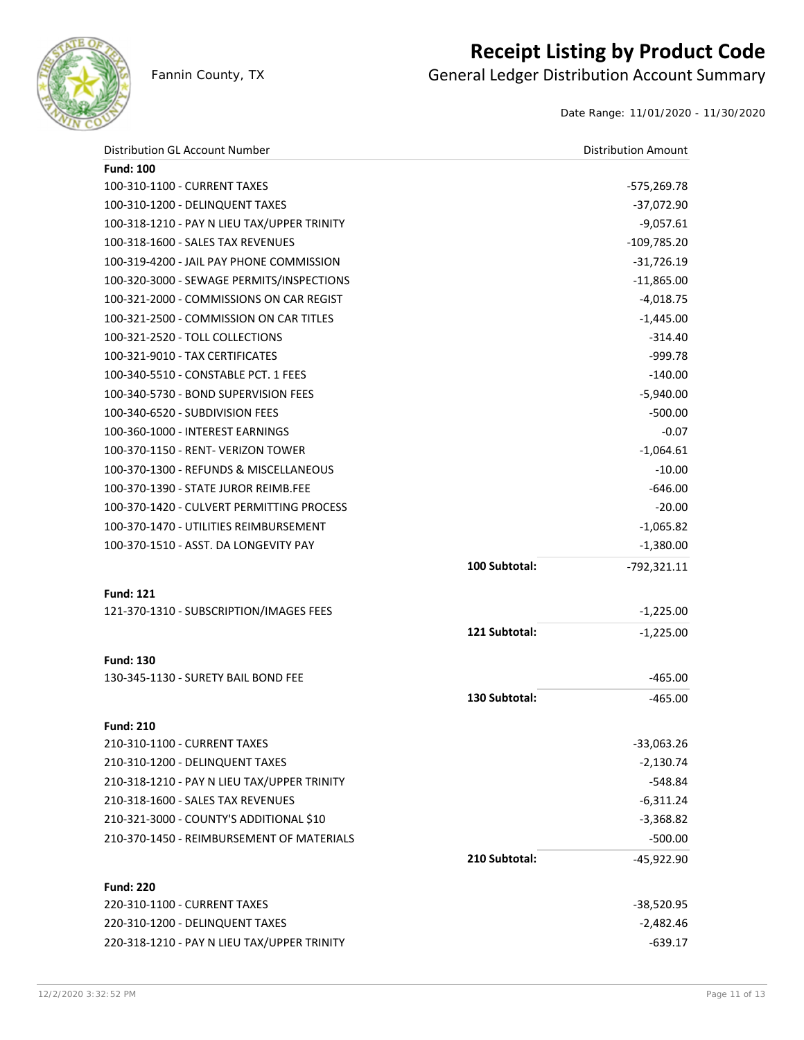# Receipt Listing by Product Code

Fannin County, TX

## General Ledger Distribution Account Summary

Date Range: 11/01/2020 - 11/30/2020

| Distribution GL Account Number | | Distribution Amount |
|---|---|---|
| **Fund: 100** | | |
| 100-310-1100 - CURRENT TAXES | | -575,269.78 |
| 100-310-1200 - DELINQUENT TAXES | | -37,072.90 |
| 100-318-1210 - PAY N LIEU TAX/UPPER TRINITY | | -9,057.61 |
| 100-318-1600 - SALES TAX REVENUES | | -109,785.20 |
| 100-319-4200 - JAIL PAY PHONE COMMISSION | | -31,726.19 |
| 100-320-3000 - SEWAGE PERMITS/INSPECTIONS | | -11,865.00 |
| 100-321-2000 - COMMISSIONS ON CAR REGIST | | -4,018.75 |
| 100-321-2500 - COMMISSION ON CAR TITLES | | -1,445.00 |
| 100-321-2520 - TOLL COLLECTIONS | | -314.40 |
| 100-321-9010 - TAX CERTIFICATES | | -999.78 |
| 100-340-5510 - CONSTABLE PCT. 1 FEES | | -140.00 |
| 100-340-5730 - BOND SUPERVISION FEES | | -5,940.00 |
| 100-340-6520 - SUBDIVISION FEES | | -500.00 |
| 100-360-1000 - INTEREST EARNINGS | | -0.07 |
| 100-370-1150 - RENT- VERIZON TOWER | | -1,064.61 |
| 100-370-1300 - REFUNDS & MISCELLANEOUS | | -10.00 |
| 100-370-1390 - STATE JUROR REIMB.FEE | | -646.00 |
| 100-370-1420 - CULVERT PERMITTING PROCESS | | -20.00 |
| 100-370-1470 - UTILITIES REIMBURSEMENT | | -1,065.82 |
| 100-370-1510 - ASST. DA LONGEVITY PAY | | -1,380.00 |
| | **100 Subtotal:** | -792,321.11 |
| **Fund: 121** | | |
| 121-370-1310 - SUBSCRIPTION/IMAGES FEES | | -1,225.00 |
| | **121 Subtotal:** | -1,225.00 |
| **Fund: 130** | | |
| 130-345-1130 - SURETY BAIL BOND FEE | | -465.00 |
| | **130 Subtotal:** | -465.00 |
| **Fund: 210** | | |
| 210-310-1100 - CURRENT TAXES | | -33,063.26 |
| 210-310-1200 - DELINQUENT TAXES | | -2,130.74 |
| 210-318-1210 - PAY N LIEU TAX/UPPER TRINITY | | -548.84 |
| 210-318-1600 - SALES TAX REVENUES | | -6,311.24 |
| 210-321-3000 - COUNTY'S ADDITIONAL $10 | | -3,368.82 |
| 210-370-1450 - REIMBURSEMENT OF MATERIALS | | -500.00 |
| | **210 Subtotal:** | -45,922.90 |
| **Fund: 220** | | |
| 220-310-1100 - CURRENT TAXES | | -38,520.95 |
| 220-310-1200 - DELINQUENT TAXES | | -2,482.46 |
| 220-318-1210 - PAY N LIEU TAX/UPPER TRINITY | | -639.17 |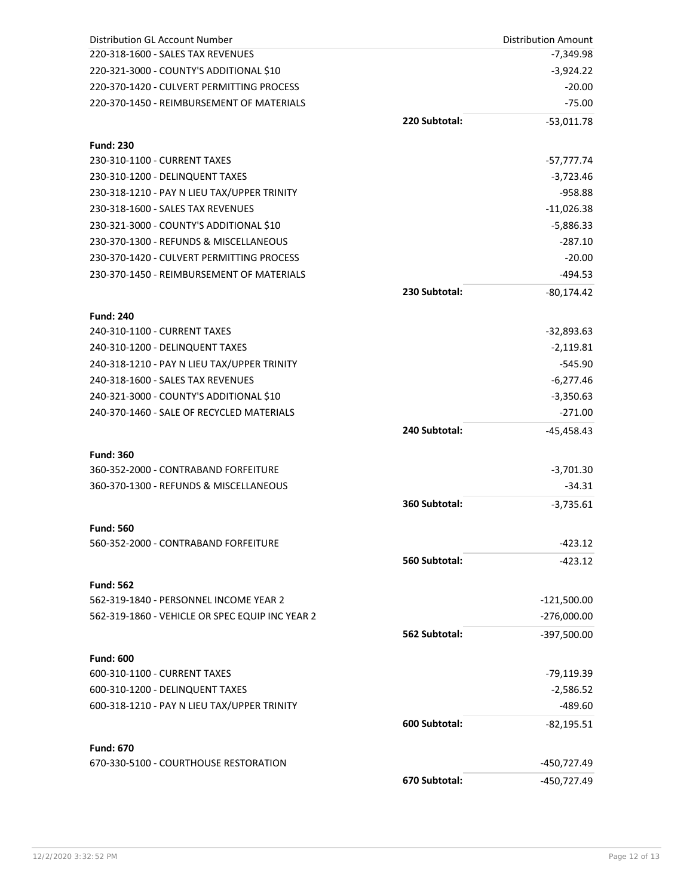| Distribution GL Account Number | | Distribution Amount |
|---|---|---|
| 220-318-1600 - SALES TAX REVENUES | | -7,349.98 |
| 220-321-3000 - COUNTY'S ADDITIONAL $10 | | -3,924.22 |
| 220-370-1420 - CULVERT PERMITTING PROCESS | | -20.00 |
| 220-370-1450 - REIMBURSEMENT OF MATERIALS | | -75.00 |
| | **220 Subtotal:** | -53,011.78 |
| **Fund: 230** | | |
| 230-310-1100 - CURRENT TAXES | | -57,777.74 |
| 230-310-1200 - DELINQUENT TAXES | | -3,723.46 |
| 230-318-1210 - PAY N LIEU TAX/UPPER TRINITY | | -958.88 |
| 230-318-1600 - SALES TAX REVENUES | | -11,026.38 |
| 230-321-3000 - COUNTY'S ADDITIONAL $10 | | -5,886.33 |
| 230-370-1300 - REFUNDS & MISCELLANEOUS | | -287.10 |
| 230-370-1420 - CULVERT PERMITTING PROCESS | | -20.00 |
| 230-370-1450 - REIMBURSEMENT OF MATERIALS | | -494.53 |
| | **230 Subtotal:** | -80,174.42 |
| **Fund: 240** | | |
| 240-310-1100 - CURRENT TAXES | | -32,893.63 |
| 240-310-1200 - DELINQUENT TAXES | | -2,119.81 |
| 240-318-1210 - PAY N LIEU TAX/UPPER TRINITY | | -545.90 |
| 240-318-1600 - SALES TAX REVENUES | | -6,277.46 |
| 240-321-3000 - COUNTY'S ADDITIONAL $10 | | -3,350.63 |
| 240-370-1460 - SALE OF RECYCLED MATERIALS | | -271.00 |
| | **240 Subtotal:** | -45,458.43 |
| **Fund: 360** | | |
| 360-352-2000 - CONTRABAND FORFEITURE | | -3,701.30 |
| 360-370-1300 - REFUNDS & MISCELLANEOUS | | -34.31 |
| | **360 Subtotal:** | -3,735.61 |
| **Fund: 560** | | |
| 560-352-2000 - CONTRABAND FORFEITURE | | -423.12 |
| | **560 Subtotal:** | -423.12 |
| **Fund: 562** | | |
| 562-319-1840 - PERSONNEL INCOME YEAR 2 | | -121,500.00 |
| 562-319-1860 - VEHICLE OR SPEC EQUIP INC YEAR 2 | | -276,000.00 |
| | **562 Subtotal:** | -397,500.00 |
| **Fund: 600** | | |
| 600-310-1100 - CURRENT TAXES | | -79,119.39 |
| 600-310-1200 - DELINQUENT TAXES | | -2,586.52 |
| 600-318-1210 - PAY N LIEU TAX/UPPER TRINITY | | -489.60 |
| | **600 Subtotal:** | -82,195.51 |
| **Fund: 670** | | |
| 670-330-5100 - COURTHOUSE RESTORATION | | -450,727.49 |
| | **670 Subtotal:** | -450,727.49 |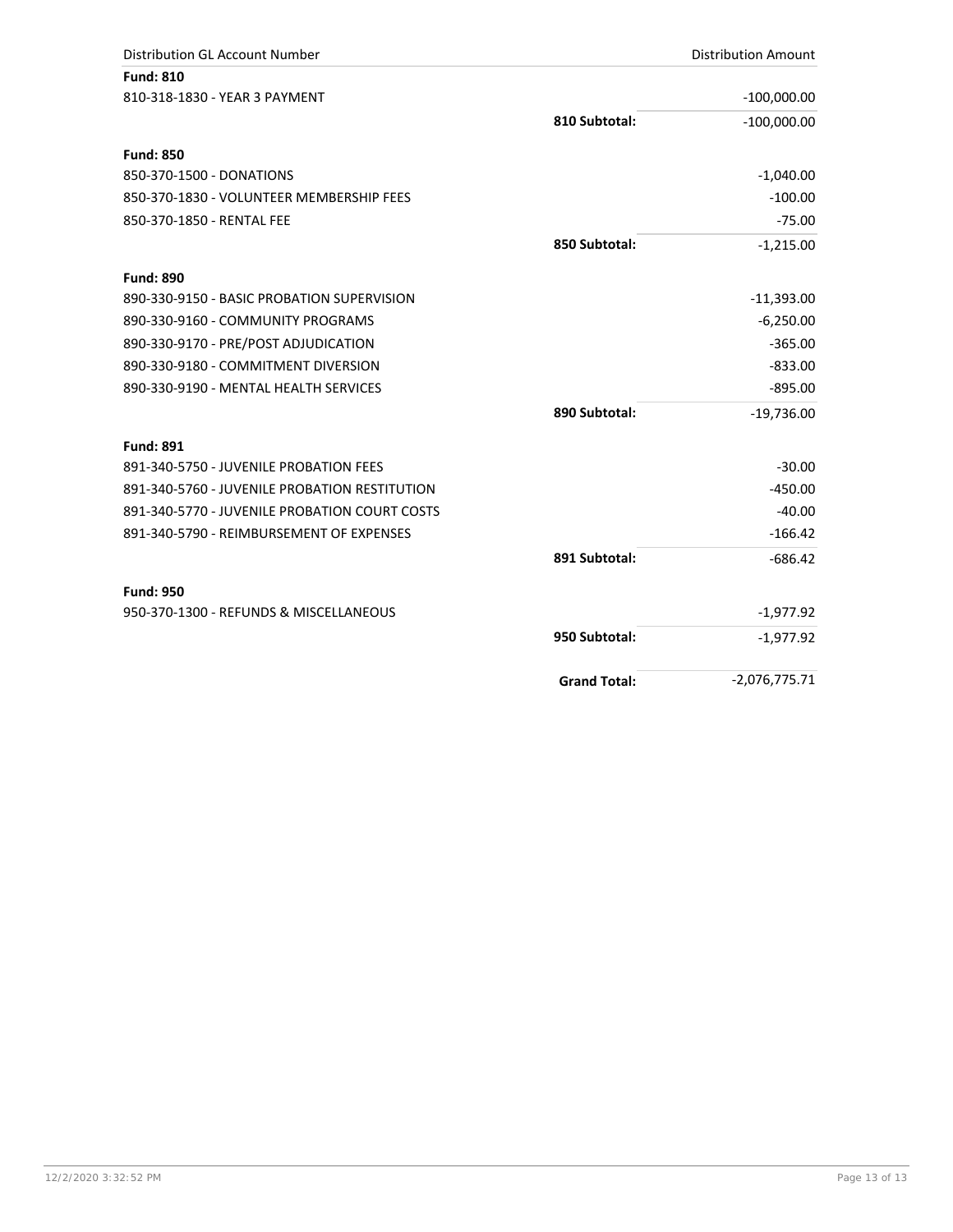| Distribution GL Account Number | | Distribution Amount |
|---|---|---|
| **Fund: 810** | | |
| 810-318-1830 - YEAR 3 PAYMENT | | -100,000.00 |
| | **810 Subtotal:** | -100,000.00 |
| **Fund: 850** | | |
| 850-370-1500 - DONATIONS | | -1,040.00 |
| 850-370-1830 - VOLUNTEER MEMBERSHIP FEES | | -100.00 |
| 850-370-1850 - RENTAL FEE | | -75.00 |
| | **850 Subtotal:** | -1,215.00 |
| **Fund: 890** | | |
| 890-330-9150 - BASIC PROBATION SUPERVISION | | -11,393.00 |
| 890-330-9160 - COMMUNITY PROGRAMS | | -6,250.00 |
| 890-330-9170 - PRE/POST ADJUDICATION | | -365.00 |
| 890-330-9180 - COMMITMENT DIVERSION | | -833.00 |
| 890-330-9190 - MENTAL HEALTH SERVICES | | -895.00 |
| | **890 Subtotal:** | -19,736.00 |
| **Fund: 891** | | |
| 891-340-5750 - JUVENILE PROBATION FEES | | -30.00 |
| 891-340-5760 - JUVENILE PROBATION RESTITUTION | | -450.00 |
| 891-340-5770 - JUVENILE PROBATION COURT COSTS | | -40.00 |
| 891-340-5790 - REIMBURSEMENT OF EXPENSES | | -166.42 |
| | **891 Subtotal:** | -686.42 |
| **Fund: 950** | | |
| 950-370-1300 - REFUNDS & MISCELLANEOUS | | -1,977.92 |
| | **950 Subtotal:** | -1,977.92 |
| | **Grand Total:** | -2,076,775.71 |